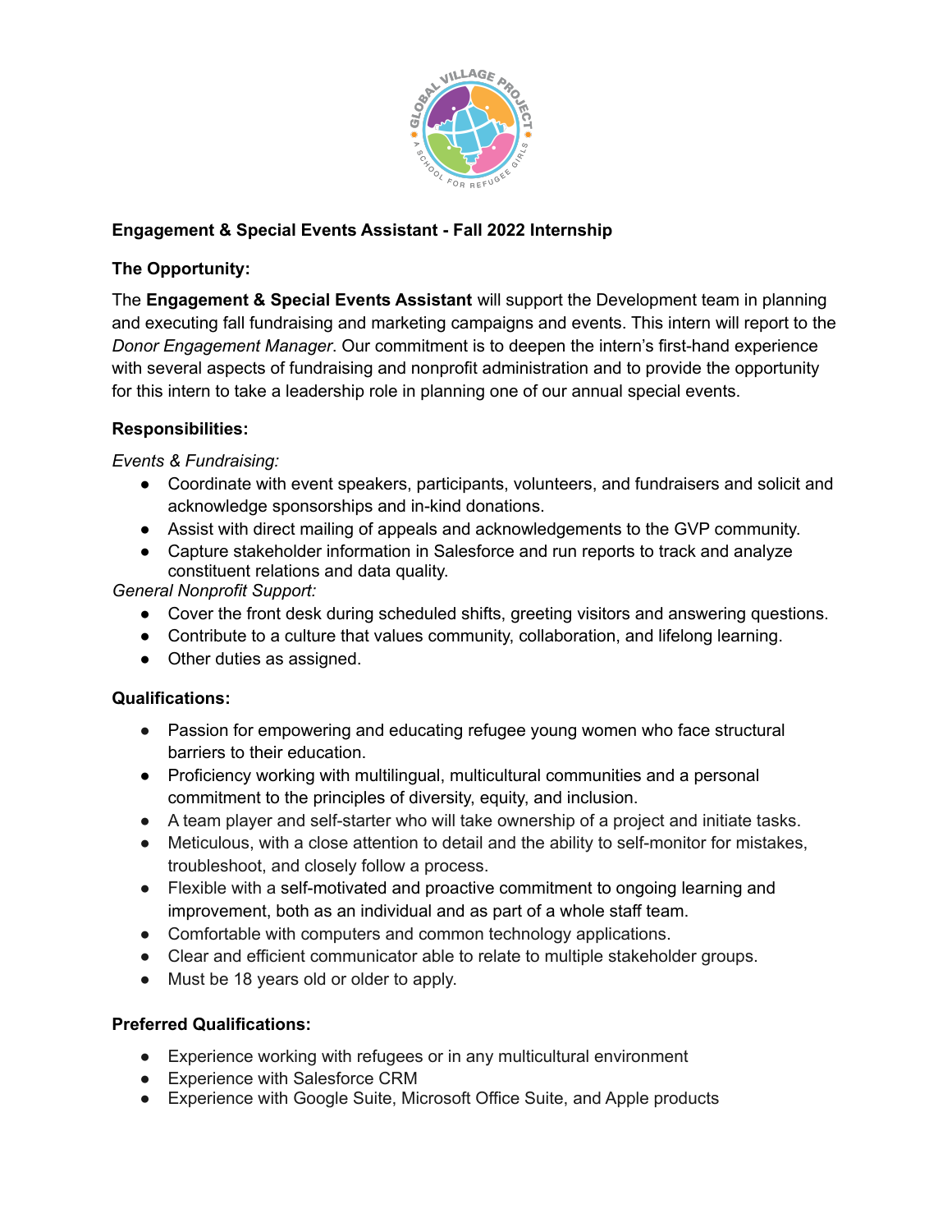**Engagement & Special Events Assistant - Fall 2022 Internship**

**The Opportunity:**

The **Engagement & Special Events Assistant** will support the Development team in planning and executing fall fundraising and marketing campaigns and events. This intern will report to the *Donor Engagement Manager*. Our commitment is to deepen the intern's first-hand experience with several aspects of fundraising and nonprofit administration and to provide the opportunity for this intern to take a leadership role in planning one of our annual special events.

**Responsibilities:**

*Events & Fundraising:*

- Coordinate with event speakers, participants, volunteers, and fundraisers and solicit and acknowledge sponsorships and in-kind donations.
- Assist with direct mailing of appeals and acknowledgements to the GVP community.
- Capture stakeholder information in Salesforce and run reports to track and analyze constituent relations and data quality.

*General Nonprofit Support:*

- Cover the front desk during scheduled shifts, greeting visitors and answering questions.
- Contribute to a culture that values community, collaboration, and lifelong learning.
- Other duties as assigned.

**Qualifications:**

- Passion for empowering and educating refugee young women who face structural barriers to their education.
- Proficiency working with multilingual, multicultural communities and a personal commitment to the principles of diversity, equity, and inclusion.
- A team player and self-starter who will take ownership of a project and initiate tasks.
- Meticulous, with a close attention to detail and the ability to self-monitor for mistakes, troubleshoot, and closely follow a process.
- Flexible with a self-motivated and proactive commitment to ongoing learning and improvement, both as an individual and as part of a whole staff team.
- Comfortable with computers and common technology applications.
- Clear and efficient communicator able to relate to multiple stakeholder groups.
- Must be 18 years old or older to apply.

**Preferred Qualifications:**

- Experience working with refugees or in any multicultural environment
- Experience with Salesforce CRM
- Experience with Google Suite, Microsoft Office Suite, and Apple products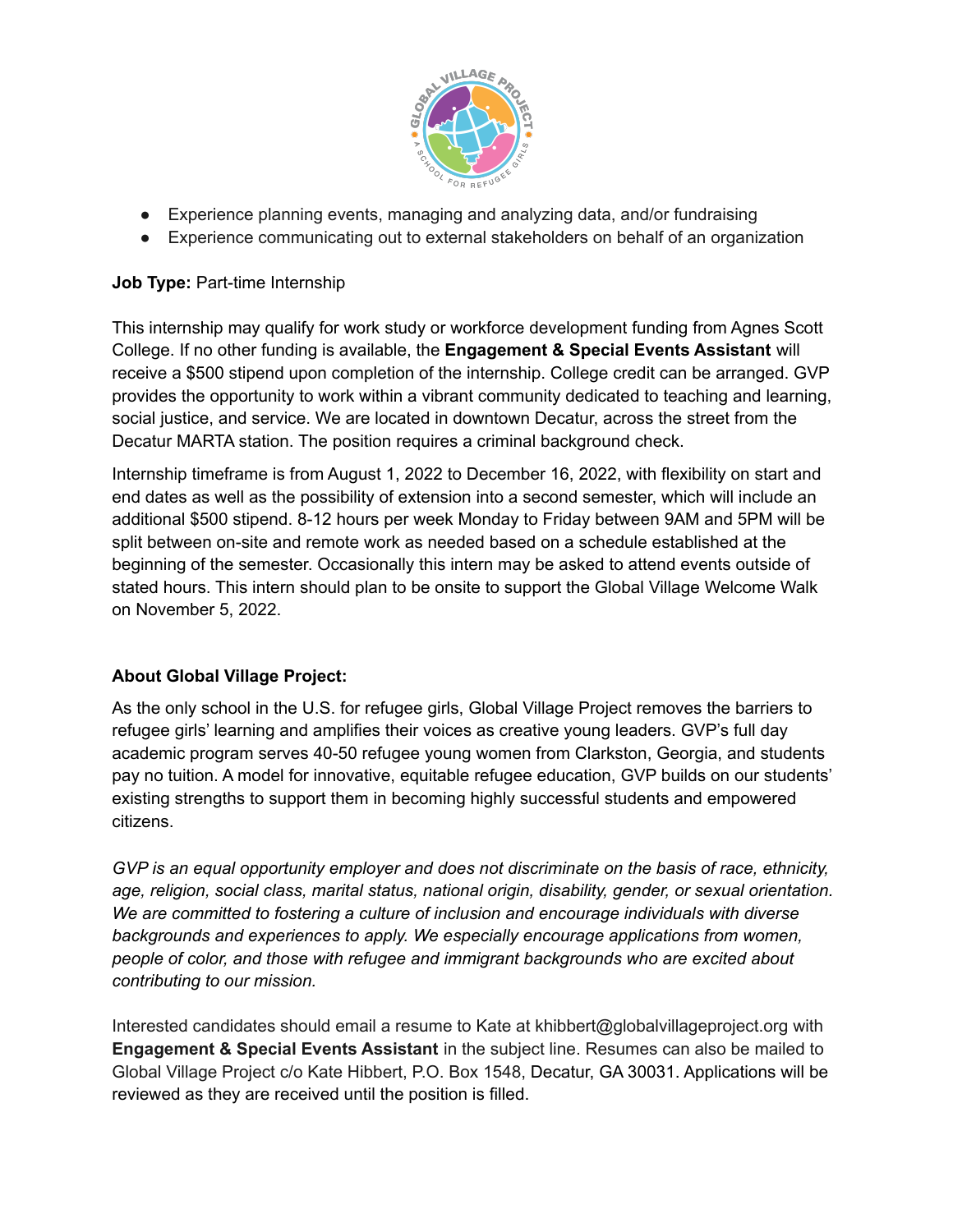- Experience planning events, managing and analyzing data, and/or fundraising
- Experience communicating out to external stakeholders on behalf of an organization

**Job Type:** Part-time Internship

This internship may qualify for work study or workforce development funding from Agnes Scott College. If no other funding is available, the **Engagement & Special Events Assistant** will receive a $500 stipend upon completion of the internship. College credit can be arranged. GVP provides the opportunity to work within a vibrant community dedicated to teaching and learning, social justice, and service. We are located in downtown Decatur, across the street from the Decatur MARTA station. The position requires a criminal background check.

Internship timeframe is from August 1, 2022 to December 16, 2022, with flexibility on start and end dates as well as the possibility of extension into a second semester, which will include an additional $500 stipend. 8-12 hours per week Monday to Friday between 9AM and 5PM will be split between on-site and remote work as needed based on a schedule established at the beginning of the semester. Occasionally this intern may be asked to attend events outside of stated hours. This intern should plan to be onsite to support the Global Village Welcome Walk on November 5, 2022.

**About Global Village Project:**

As the only school in the U.S. for refugee girls, Global Village Project removes the barriers to refugee girls' learning and amplifies their voices as creative young leaders. GVP's full day academic program serves 40-50 refugee young women from Clarkston, Georgia, and students pay no tuition. A model for innovative, equitable refugee education, GVP builds on our students' existing strengths to support them in becoming highly successful students and empowered citizens.

*GVP is an equal opportunity employer and does not discriminate on the basis of race, ethnicity, age, religion, social class, marital status, national origin, disability, gender, or sexual orientation. We are committed to fostering a culture of inclusion and encourage individuals with diverse backgrounds and experiences to apply. We especially encourage applications from women, people of color, and those with refugee and immigrant backgrounds who are excited about contributing to our mission.*

Interested candidates should email a resume to Kate at khibbert@globalvillageproject.org with **Engagement & Special Events Assistant** in the subject line. Resumes can also be mailed to Global Village Project c/o Kate Hibbert, P.O. Box 1548, Decatur, GA 30031. Applications will be reviewed as they are received until the position is filled.